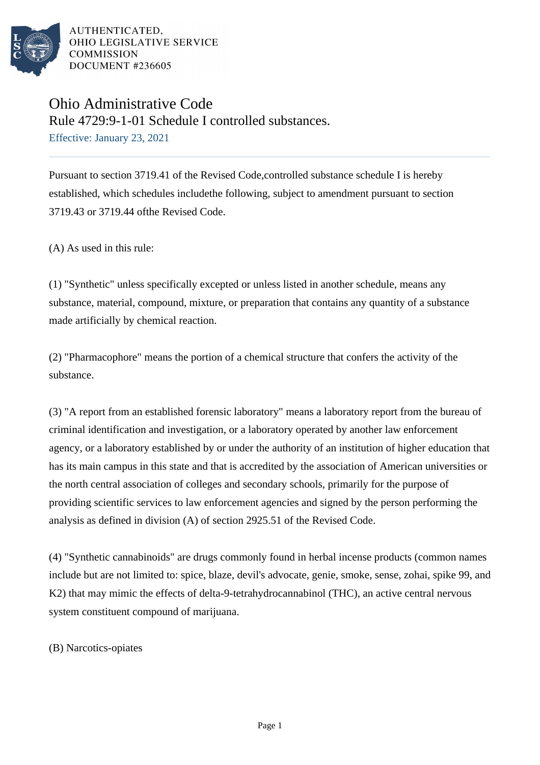AUTHENTICATED,
OHIO LEGISLATIVE SERVICE
COMMISSION
DOCUMENT #236605

# Ohio Administrative Code

## Rule 4729:9-1-01 Schedule I controlled substances.

Effective: January 23, 2021

Pursuant to section 3719.41 of the Revised Code,controlled substance schedule I is hereby established, which schedules includethe following, subject to amendment pursuant to section 3719.43 or 3719.44 ofthe Revised Code.

(A) As used in this rule:

(1) "Synthetic" unless specifically excepted or unless listed in another schedule, means any substance, material, compound, mixture, or preparation that contains any quantity of a substance made artificially by chemical reaction.

(2) "Pharmacophore" means the portion of a chemical structure that confers the activity of the substance.

(3) "A report from an established forensic laboratory" means a laboratory report from the bureau of criminal identification and investigation, or a laboratory operated by another law enforcement agency, or a laboratory established by or under the authority of an institution of higher education that has its main campus in this state and that is accredited by the association of American universities or the north central association of colleges and secondary schools, primarily for the purpose of providing scientific services to law enforcement agencies and signed by the person performing the analysis as defined in division (A) of section 2925.51 of the Revised Code.

(4) "Synthetic cannabinoids" are drugs commonly found in herbal incense products (common names include but are not limited to: spice, blaze, devil's advocate, genie, smoke, sense, zohai, spike 99, and K2) that may mimic the effects of delta-9-tetrahydrocannabinol (THC), an active central nervous system constituent compound of marijuana.

(B) Narcotics-opiates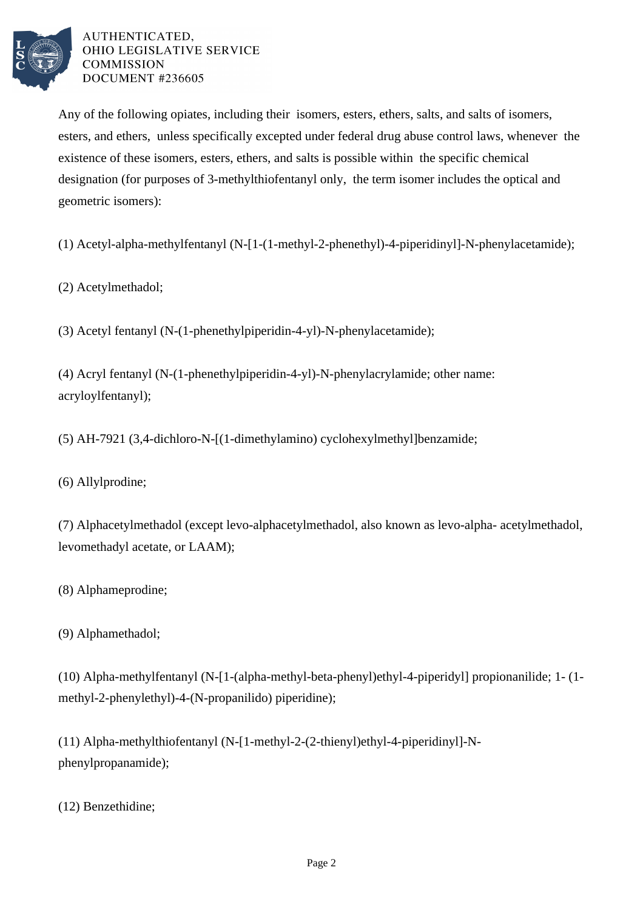Any of the following opiates, including their isomers, esters, ethers, salts, and salts of isomers, esters, and ethers, unless specifically excepted under federal drug abuse control laws, whenever the existence of these isomers, esters, ethers, and salts is possible within the specific chemical designation (for purposes of 3-methylthiofentanyl only, the term isomer includes the optical and geometric isomers):

(1) Acetyl-alpha-methylfentanyl (N-[1-(1-methyl-2-phenethyl)-4-piperidinyl]-N-phenylacetamide);

(2) Acetylmethadol;

(3) Acetyl fentanyl (N-(1-phenethylpiperidin-4-yl)-N-phenylacetamide);

(4) Acryl fentanyl (N-(1-phenethylpiperidin-4-yl)-N-phenylacrylamide; other name: acryloylfentanyl);

(5) AH-7921 (3,4-dichloro-N-[(1-dimethylamino) cyclohexylmethyl]benzamide;

(6) Allylprodine;

(7) Alphacetylmethadol (except levo-alphacetylmethadol, also known as levo-alpha- acetylmethadol, levomethadyl acetate, or LAAM);

(8) Alphameprodine;

(9) Alphamethadol;

(10) Alpha-methylfentanyl (N-[1-(alpha-methyl-beta-phenyl)ethyl-4-piperidyl] propionanilide; 1- (1-methyl-2-phenylethyl)-4-(N-propanilido) piperidine);

(11) Alpha-methylthiofentanyl (N-[1-methyl-2-(2-thienyl)ethyl-4-piperidinyl]-N-phenylpropanamide);

(12) Benzethidine;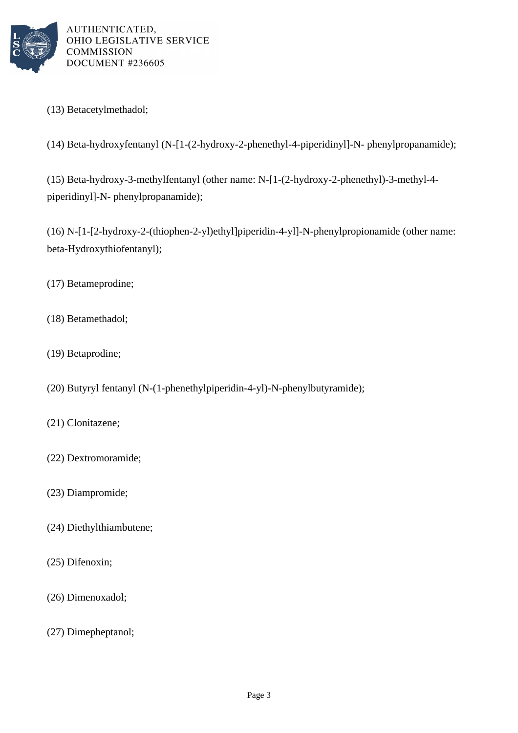(13) Betacetylmethadol;

(14) Beta-hydroxyfentanyl (N-[1-(2-hydroxy-2-phenethyl-4-piperidinyl]-N- phenylpropanamide);

(15) Beta-hydroxy-3-methylfentanyl (other name: N-[1-(2-hydroxy-2-phenethyl)-3-methyl-4-piperidinyl]-N- phenylpropanamide);

(16) N-[1-[2-hydroxy-2-(thiophen-2-yl)ethyl]piperidin-4-yl]-N-phenylpropionamide (other name: beta-Hydroxythiofentanyl);

(17) Betameprodine;

(18) Betamethadol;

(19) Betaprodine;

(20) Butyryl fentanyl (N-(1-phenethylpiperidin-4-yl)-N-phenylbutyramide);

(21) Clonitazene;

(22) Dextromoramide;

(23) Diampromide;

(24) Diethylthiambutene;

(25) Difenoxin;

(26) Dimenoxadol;

(27) Dimepheptanol;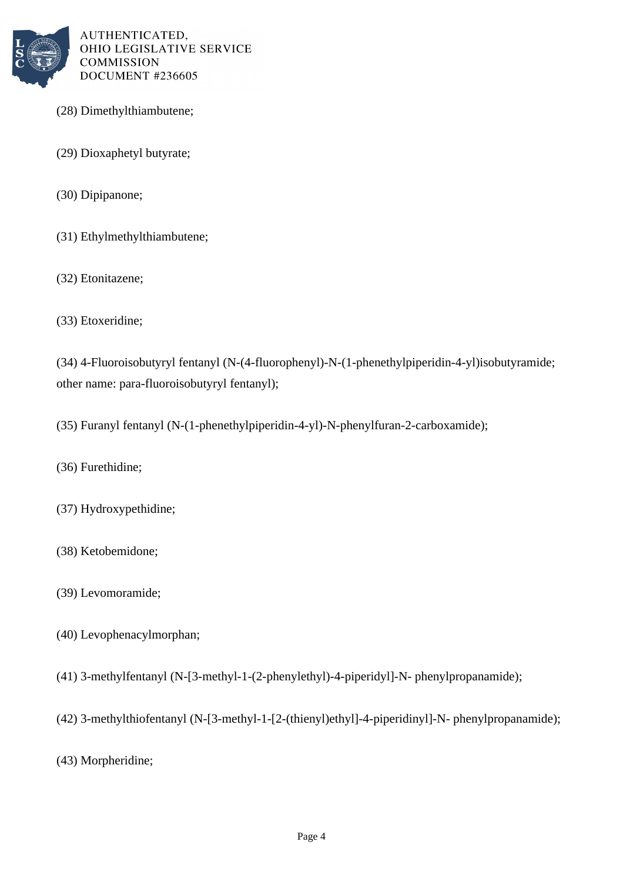(28) Dimethylthiambutene;

(29) Dioxaphetyl butyrate;

(30) Dipipanone;

(31) Ethylmethylthiambutene;

(32) Etonitazene;

(33) Etoxeridine;

(34) 4-Fluoroisobutyryl fentanyl (N-(4-fluorophenyl)-N-(1-phenethylpiperidin-4-yl)isobutyramide; other name: para-fluoroisobutyryl fentanyl);

(35) Furanyl fentanyl (N-(1-phenethylpiperidin-4-yl)-N-phenylfuran-2-carboxamide);

(36) Furethidine;

(37) Hydroxypethidine;

(38) Ketobemidone;

(39) Levomoramide;

(40) Levophenacylmorphan;

(41) 3-methylfentanyl (N-[3-methyl-1-(2-phenylethyl)-4-piperidyl]-N- phenylpropanamide);

(42) 3-methylthiofentanyl (N-[3-methyl-1-[2-(thienyl)ethyl]-4-piperidinyl]-N- phenylpropanamide);

(43) Morpheridine;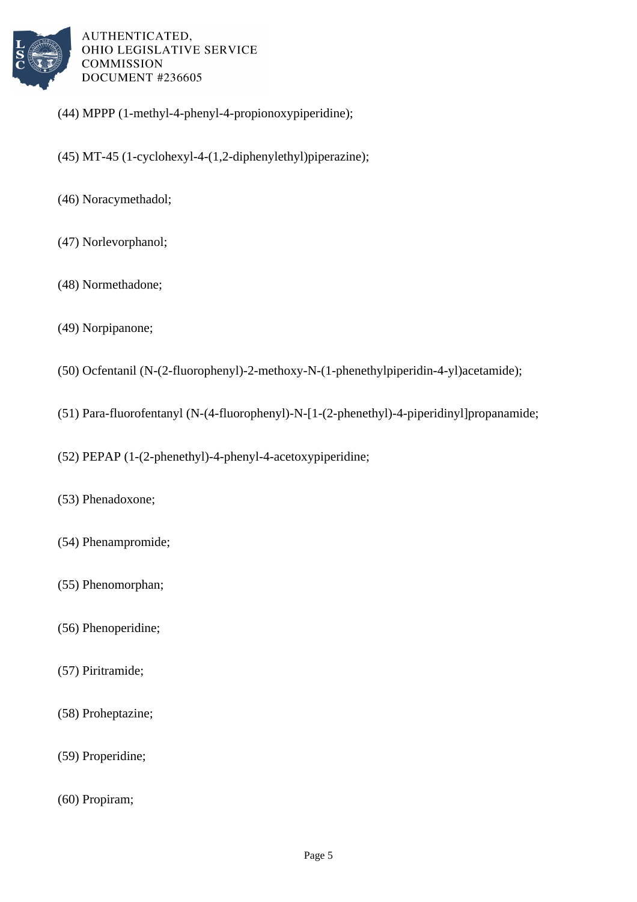(44) MPPP (1-methyl-4-phenyl-4-propionoxypiperidine);

(45) MT-45 (1-cyclohexyl-4-(1,2-diphenylethyl)piperazine);

(46) Noracymethadol;

(47) Norlevorphanol;

(48) Normethadone;

(49) Norpipanone;

(50) Ocfentanil (N-(2-fluorophenyl)-2-methoxy-N-(1-phenethylpiperidin-4-yl)acetamide);

(51) Para-fluorofentanyl (N-(4-fluorophenyl)-N-[1-(2-phenethyl)-4-piperidinyl]propanamide;

(52) PEPAP (1-(2-phenethyl)-4-phenyl-4-acetoxypiperidine;

(53) Phenadoxone;

(54) Phenampromide;

(55) Phenomorphan;

(56) Phenoperidine;

(57) Piritramide;

(58) Proheptazine;

(59) Properidine;

(60) Propiram;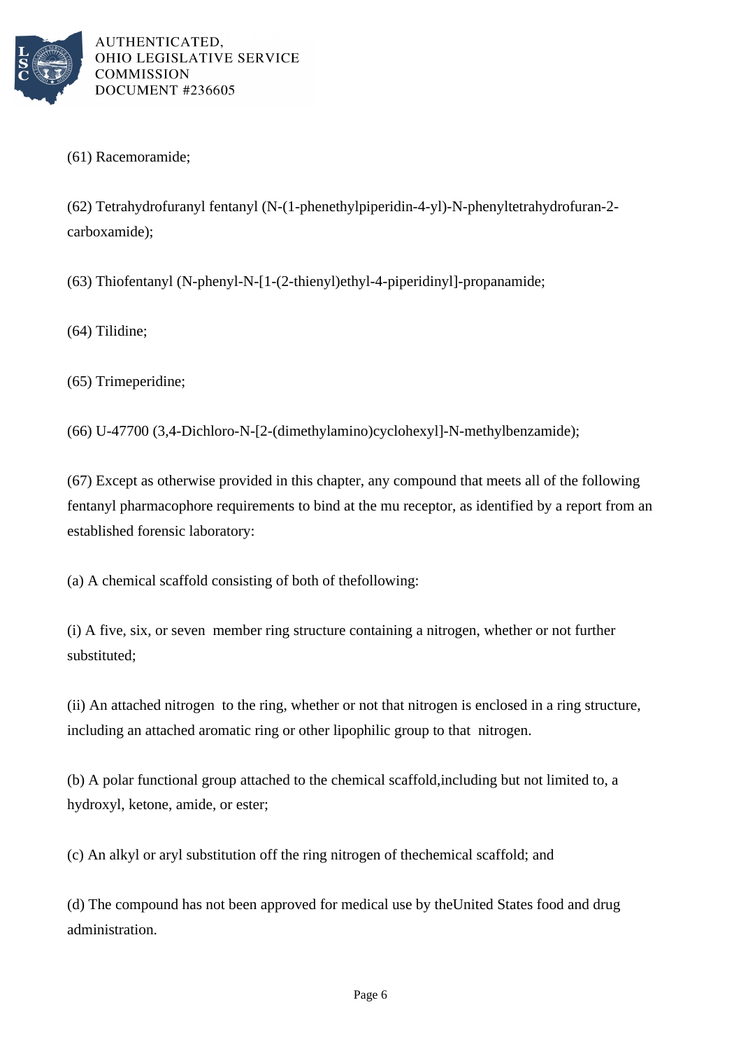(61) Racemoramide;

(62) Tetrahydrofuranyl fentanyl (N-(1-phenethylpiperidin-4-yl)-N-phenyltetrahydrofuran-2-carboxamide);

(63) Thiofentanyl (N-phenyl-N-[1-(2-thienyl)ethyl-4-piperidinyl]-propanamide;

(64) Tilidine;

(65) Trimeperidine;

(66) U-47700 (3,4-Dichloro-N-[2-(dimethylamino)cyclohexyl]-N-methylbenzamide);

(67) Except as otherwise provided in this chapter, any compound that meets all of the following fentanyl pharmacophore requirements to bind at the mu receptor, as identified by a report from an established forensic laboratory:

(a) A chemical scaffold consisting of both of thefollowing:

(i) A five, six, or seven member ring structure containing a nitrogen, whether or not further substituted;

(ii) An attached nitrogen to the ring, whether or not that nitrogen is enclosed in a ring structure, including an attached aromatic ring or other lipophilic group to that nitrogen.

(b) A polar functional group attached to the chemical scaffold,including but not limited to, a hydroxyl, ketone, amide, or ester;

(c) An alkyl or aryl substitution off the ring nitrogen of thechemical scaffold; and

(d) The compound has not been approved for medical use by theUnited States food and drug administration.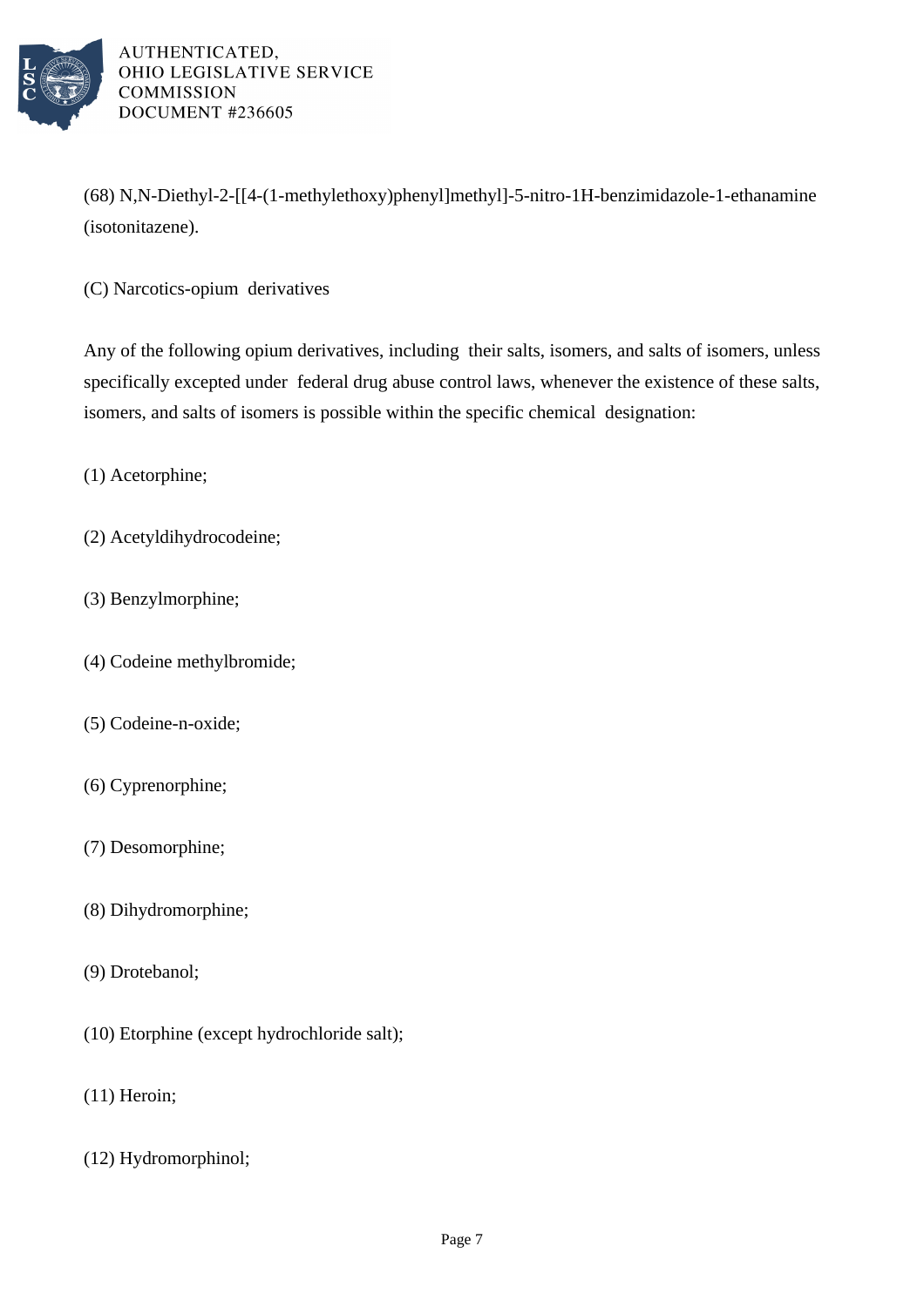(68) N,N-Diethyl-2-[[4-(1-methylethoxy)phenyl]methyl]-5-nitro-1H-benzimidazole-1-ethanamine (isotonitazene).

(C) Narcotics-opium derivatives

Any of the following opium derivatives, including their salts, isomers, and salts of isomers, unless specifically excepted under federal drug abuse control laws, whenever the existence of these salts, isomers, and salts of isomers is possible within the specific chemical designation:

(1) Acetorphine;

(2) Acetyldihydrocodeine;

(3) Benzylmorphine;

(4) Codeine methylbromide;

(5) Codeine-n-oxide;

(6) Cyprenorphine;

(7) Desomorphine;

(8) Dihydromorphine;

(9) Drotebanol;

(10) Etorphine (except hydrochloride salt);

(11) Heroin;

(12) Hydromorphinol;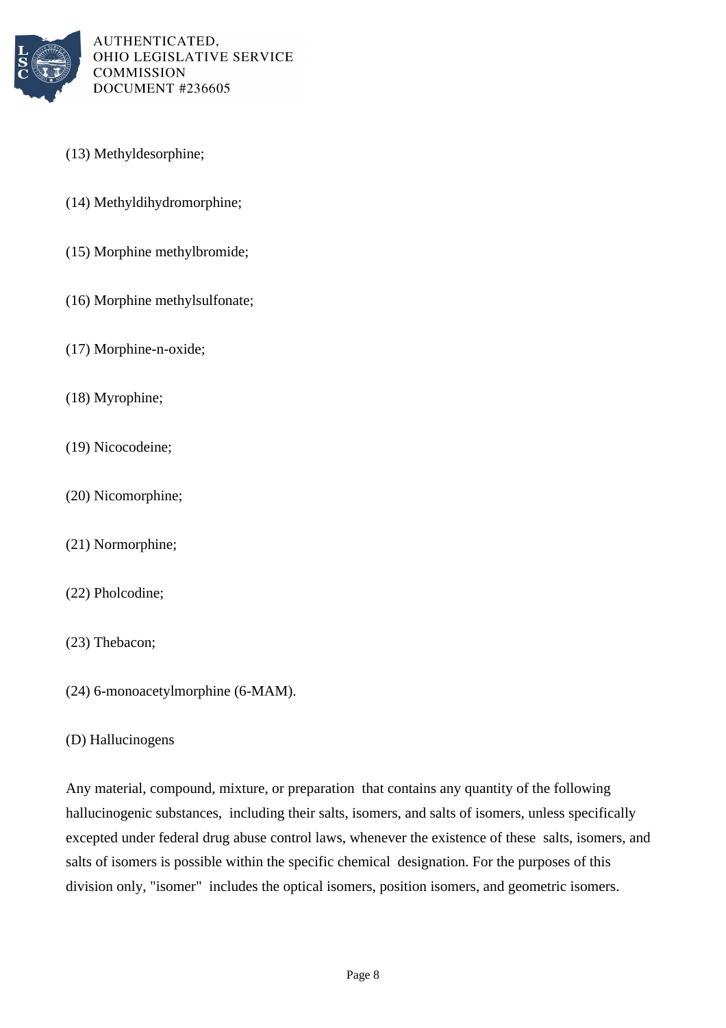(13) Methyldesorphine;

(14) Methyldihydromorphine;

(15) Morphine methylbromide;

(16) Morphine methylsulfonate;

(17) Morphine-n-oxide;

(18) Myrophine;

(19) Nicocodeine;

(20) Nicomorphine;

(21) Normorphine;

(22) Pholcodine;

(23) Thebacon;

(24) 6-monoacetylmorphine (6-MAM).

(D) Hallucinogens

Any material, compound, mixture, or preparation that contains any quantity of the following hallucinogenic substances, including their salts, isomers, and salts of isomers, unless specifically excepted under federal drug abuse control laws, whenever the existence of these salts, isomers, and salts of isomers is possible within the specific chemical designation. For the purposes of this division only, "isomer" includes the optical isomers, position isomers, and geometric isomers.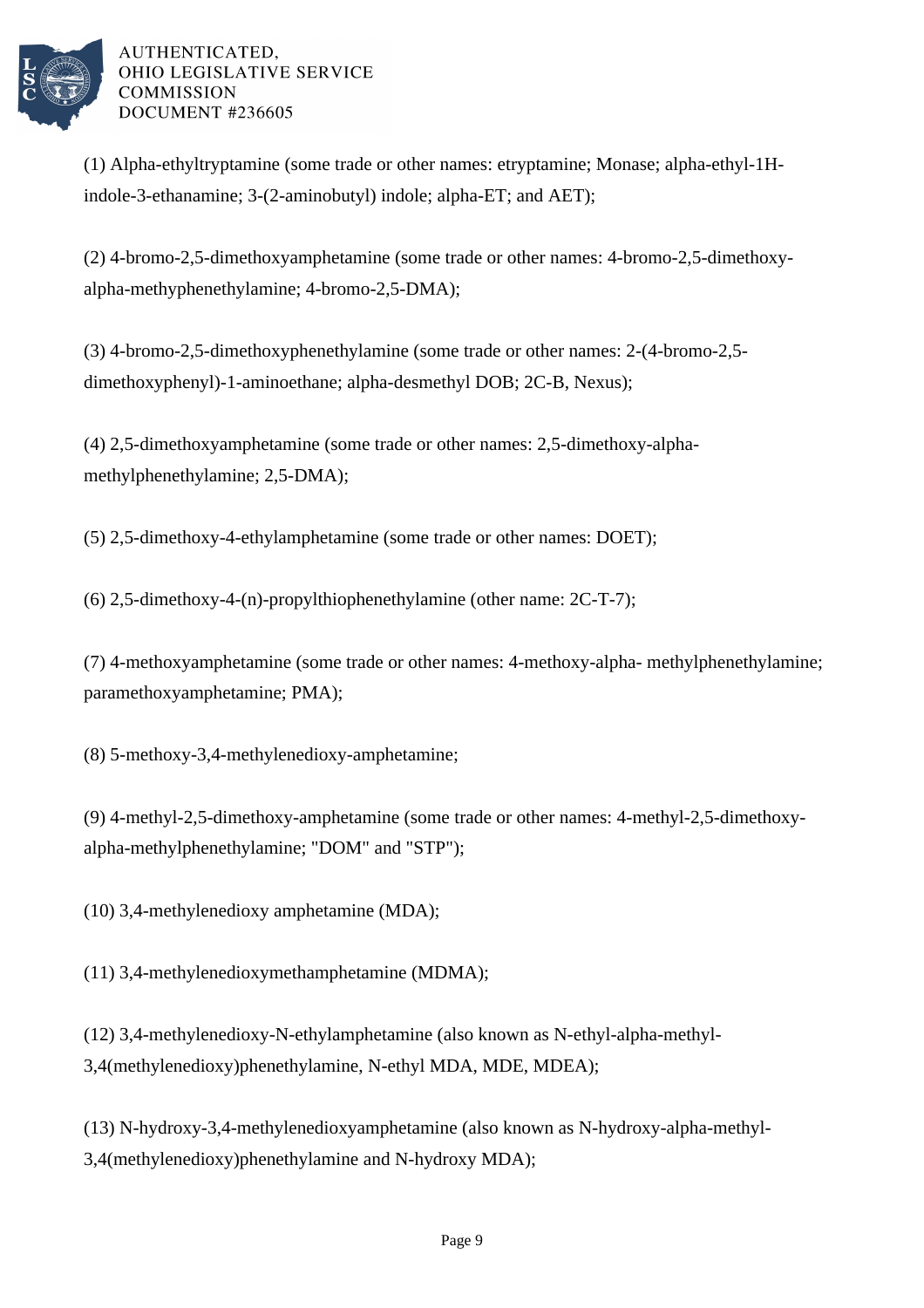(1) Alpha-ethyltryptamine (some trade or other names: etryptamine; Monase; alpha-ethyl-1H-indole-3-ethanamine; 3-(2-aminobutyl) indole; alpha-ET; and AET);

(2) 4-bromo-2,5-dimethoxyamphetamine (some trade or other names: 4-bromo-2,5-dimethoxy-alpha-methyphenethylamine; 4-bromo-2,5-DMA);

(3) 4-bromo-2,5-dimethoxyphenethylamine (some trade or other names: 2-(4-bromo-2,5-dimethoxyphenyl)-1-aminoethane; alpha-desmethyl DOB; 2C-B, Nexus);

(4) 2,5-dimethoxyamphetamine (some trade or other names: 2,5-dimethoxy-alpha-methylphenethylamine; 2,5-DMA);

(5) 2,5-dimethoxy-4-ethylamphetamine (some trade or other names: DOET);

(6) 2,5-dimethoxy-4-(n)-propylthiophenethylamine (other name: 2C-T-7);

(7) 4-methoxyamphetamine (some trade or other names: 4-methoxy-alpha- methylphenethylamine; paramethoxyamphetamine; PMA);

(8) 5-methoxy-3,4-methylenedioxy-amphetamine;

(9) 4-methyl-2,5-dimethoxy-amphetamine (some trade or other names: 4-methyl-2,5-dimethoxy-alpha-methylphenethylamine; "DOM" and "STP");

(10) 3,4-methylenedioxy amphetamine (MDA);

(11) 3,4-methylenedioxymethamphetamine (MDMA);

(12) 3,4-methylenedioxy-N-ethylamphetamine (also known as N-ethyl-alpha-methyl-3,4(methylenedioxy)phenethylamine, N-ethyl MDA, MDE, MDEA);

(13) N-hydroxy-3,4-methylenedioxyamphetamine (also known as N-hydroxy-alpha-methyl-3,4(methylenedioxy)phenethylamine and N-hydroxy MDA);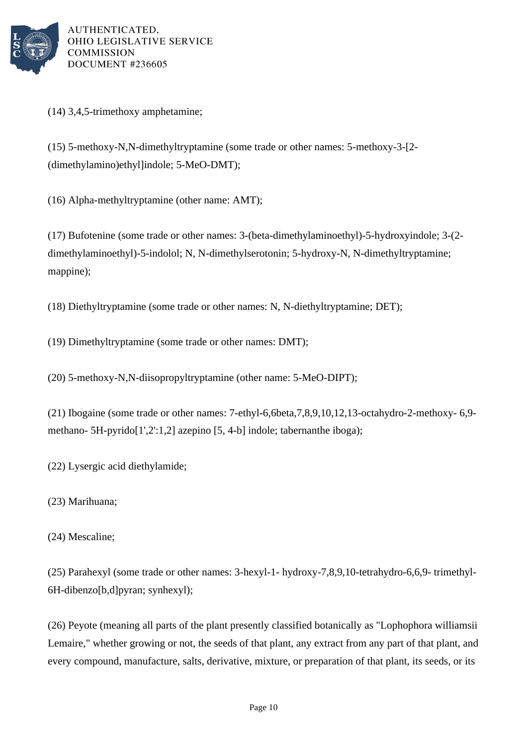(14) 3,4,5-trimethoxy amphetamine;

(15) 5-methoxy-N,N-dimethyltryptamine (some trade or other names: 5-methoxy-3-[2-(dimethylamino)ethyl]indole; 5-MeO-DMT);

(16) Alpha-methyltryptamine (other name: AMT);

(17) Bufotenine (some trade or other names: 3-(beta-dimethylaminoethyl)-5-hydroxyindole; 3-(2-dimethylaminoethyl)-5-indolol; N, N-dimethylserotonin; 5-hydroxy-N, N-dimethyltryptamine; mappine);

(18) Diethyltryptamine (some trade or other names: N, N-diethyltryptamine; DET);

(19) Dimethyltryptamine (some trade or other names: DMT);

(20) 5-methoxy-N,N-diisopropyltryptamine (other name: 5-MeO-DIPT);

(21) Ibogaine (some trade or other names: 7-ethyl-6,6beta,7,8,9,10,12,13-octahydro-2-methoxy- 6,9-methano- 5H-pyrido[1',2':1,2] azepino [5, 4-b] indole; tabernanthe iboga);

(22) Lysergic acid diethylamide;

(23) Marihuana;

(24) Mescaline;

(25) Parahexyl (some trade or other names: 3-hexyl-1- hydroxy-7,8,9,10-tetrahydro-6,6,9- trimethyl-6H-dibenzo[b,d]pyran; synhexyl);

(26) Peyote (meaning all parts of the plant presently classified botanically as "Lophophora williamsii Lemaire," whether growing or not, the seeds of that plant, any extract from any part of that plant, and every compound, manufacture, salts, derivative, mixture, or preparation of that plant, its seeds, or its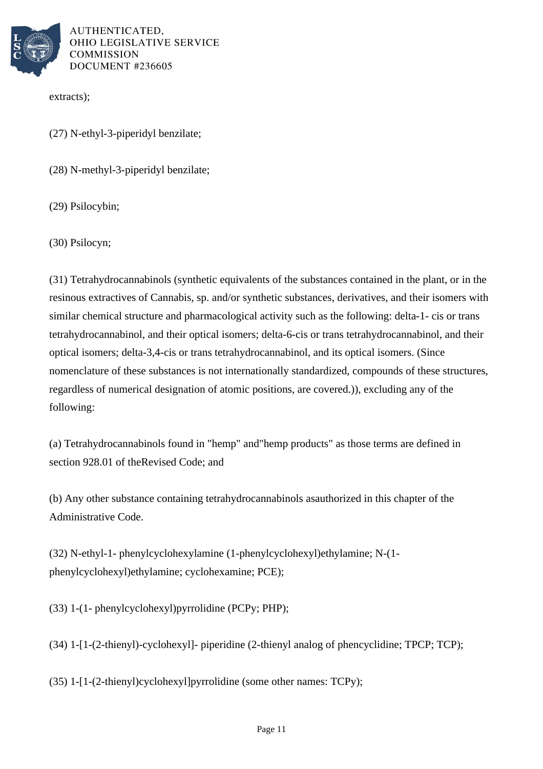extracts);

(27) N-ethyl-3-piperidyl benzilate;

(28) N-methyl-3-piperidyl benzilate;

(29) Psilocybin;

(30) Psilocyn;

(31) Tetrahydrocannabinols (synthetic equivalents of the substances contained in the plant, or in the resinous extractives of Cannabis, sp. and/or synthetic substances, derivatives, and their isomers with similar chemical structure and pharmacological activity such as the following: delta-1- cis or trans tetrahydrocannabinol, and their optical isomers; delta-6-cis or trans tetrahydrocannabinol, and their optical isomers; delta-3,4-cis or trans tetrahydrocannabinol, and its optical isomers. (Since nomenclature of these substances is not internationally standardized, compounds of these structures, regardless of numerical designation of atomic positions, are covered.)), excluding any of the following:

(a) Tetrahydrocannabinols found in "hemp" and"hemp products" as those terms are defined in section 928.01 of theRevised Code; and

(b) Any other substance containing tetrahydrocannabinols asauthorized in this chapter of the Administrative Code.

(32) N-ethyl-1- phenylcyclohexylamine (1-phenylcyclohexyl)ethylamine; N-(1-phenylcyclohexyl)ethylamine; cyclohexamine; PCE);

(33) 1-(1- phenylcyclohexyl)pyrrolidine (PCPy; PHP);

(34) 1-[1-(2-thienyl)-cyclohexyl]- piperidine (2-thienyl analog of phencyclidine; TPCP; TCP);

(35) 1-[1-(2-thienyl)cyclohexyl]pyrrolidine (some other names: TCPy);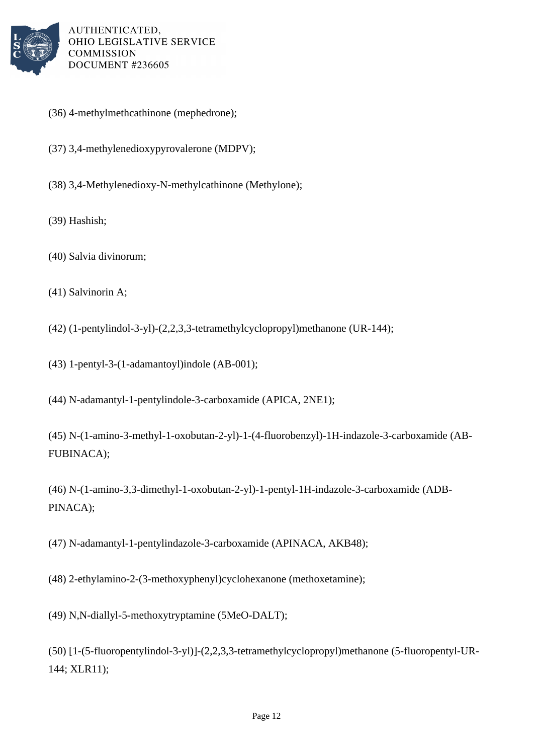(36) 4-methylmethcathinone (mephedrone);

(37) 3,4-methylenedioxypyrovalerone (MDPV);

(38) 3,4-Methylenedioxy-N-methylcathinone (Methylone);

(39) Hashish;

(40) Salvia divinorum;

(41) Salvinorin A;

(42) (1-pentylindol-3-yl)-(2,2,3,3-tetramethylcyclopropyl)methanone (UR-144);

(43) 1-pentyl-3-(1-adamantoyl)indole (AB-001);

(44) N-adamantyl-1-pentylindole-3-carboxamide (APICA, 2NE1);

(45) N-(1-amino-3-methyl-1-oxobutan-2-yl)-1-(4-fluorobenzyl)-1H-indazole-3-carboxamide (AB-FUBINACA);

(46) N-(1-amino-3,3-dimethyl-1-oxobutan-2-yl)-1-pentyl-1H-indazole-3-carboxamide (ADB-PINACA);

(47) N-adamantyl-1-pentylindazole-3-carboxamide (APINACA, AKB48);

(48) 2-ethylamino-2-(3-methoxyphenyl)cyclohexanone (methoxetamine);

(49) N,N-diallyl-5-methoxytryptamine (5MeO-DALT);

(50) [1-(5-fluoropentylindol-3-yl)]-(2,2,3,3-tetramethylcyclopropyl)methanone (5-fluoropentyl-UR-144; XLR11);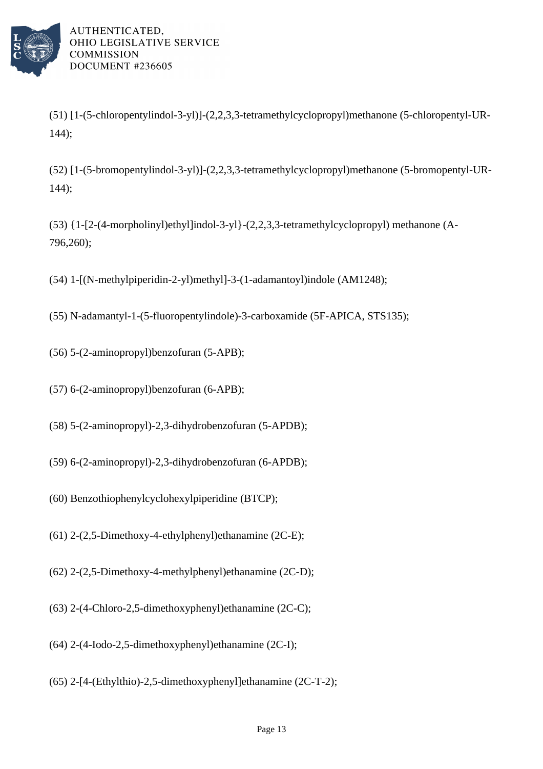(51) [1-(5-chloropentylindol-3-yl)]-(2,2,3,3-tetramethylcyclopropyl)methanone (5-chloropentyl-UR-144);

(52) [1-(5-bromopentylindol-3-yl)]-(2,2,3,3-tetramethylcyclopropyl)methanone (5-bromopentyl-UR-144);

(53) {1-[2-(4-morpholinyl)ethyl]indol-3-yl}-(2,2,3,3-tetramethylcyclopropyl) methanone (A-796,260);

(54) 1-[(N-methylpiperidin-2-yl)methyl]-3-(1-adamantoyl)indole (AM1248);

(55) N-adamantyl-1-(5-fluoropentylindole)-3-carboxamide (5F-APICA, STS135);

(56) 5-(2-aminopropyl)benzofuran (5-APB);

(57) 6-(2-aminopropyl)benzofuran (6-APB);

(58) 5-(2-aminopropyl)-2,3-dihydrobenzofuran (5-APDB);

(59) 6-(2-aminopropyl)-2,3-dihydrobenzofuran (6-APDB);

(60) Benzothiophenylcyclohexylpiperidine (BTCP);

(61) 2-(2,5-Dimethoxy-4-ethylphenyl)ethanamine (2C-E);

(62) 2-(2,5-Dimethoxy-4-methylphenyl)ethanamine (2C-D);

(63) 2-(4-Chloro-2,5-dimethoxyphenyl)ethanamine (2C-C);

(64) 2-(4-Iodo-2,5-dimethoxyphenyl)ethanamine (2C-I);

(65) 2-[4-(Ethylthio)-2,5-dimethoxyphenyl]ethanamine (2C-T-2);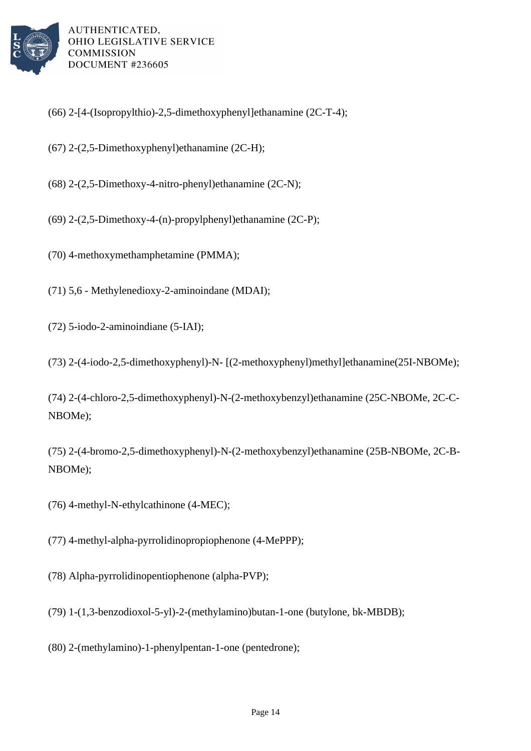(66) 2-[4-(Isopropylthio)-2,5-dimethoxyphenyl]ethanamine (2C-T-4);

(67) 2-(2,5-Dimethoxyphenyl)ethanamine (2C-H);

(68) 2-(2,5-Dimethoxy-4-nitro-phenyl)ethanamine (2C-N);

(69) 2-(2,5-Dimethoxy-4-(n)-propylphenyl)ethanamine (2C-P);

(70) 4-methoxymethamphetamine (PMMA);

(71) 5,6 - Methylenedioxy-2-aminoindane (MDAI);

(72) 5-iodo-2-aminoindiane (5-IAI);

(73) 2-(4-iodo-2,5-dimethoxyphenyl)-N- [(2-methoxyphenyl)methyl]ethanamine(25I-NBOMe);

(74) 2-(4-chloro-2,5-dimethoxyphenyl)-N-(2-methoxybenzyl)ethanamine (25C-NBOMe, 2C-C-NBOMe);

(75) 2-(4-bromo-2,5-dimethoxyphenyl)-N-(2-methoxybenzyl)ethanamine (25B-NBOMe, 2C-B-NBOMe);

(76) 4-methyl-N-ethylcathinone (4-MEC);

(77) 4-methyl-alpha-pyrrolidinopropiophenone (4-MePPP);

(78) Alpha-pyrrolidinopentiophenone (alpha-PVP);

(79) 1-(1,3-benzodioxol-5-yl)-2-(methylamino)butan-1-one (butylone, bk-MBDB);

(80) 2-(methylamino)-1-phenylpentan-1-one (pentedrone);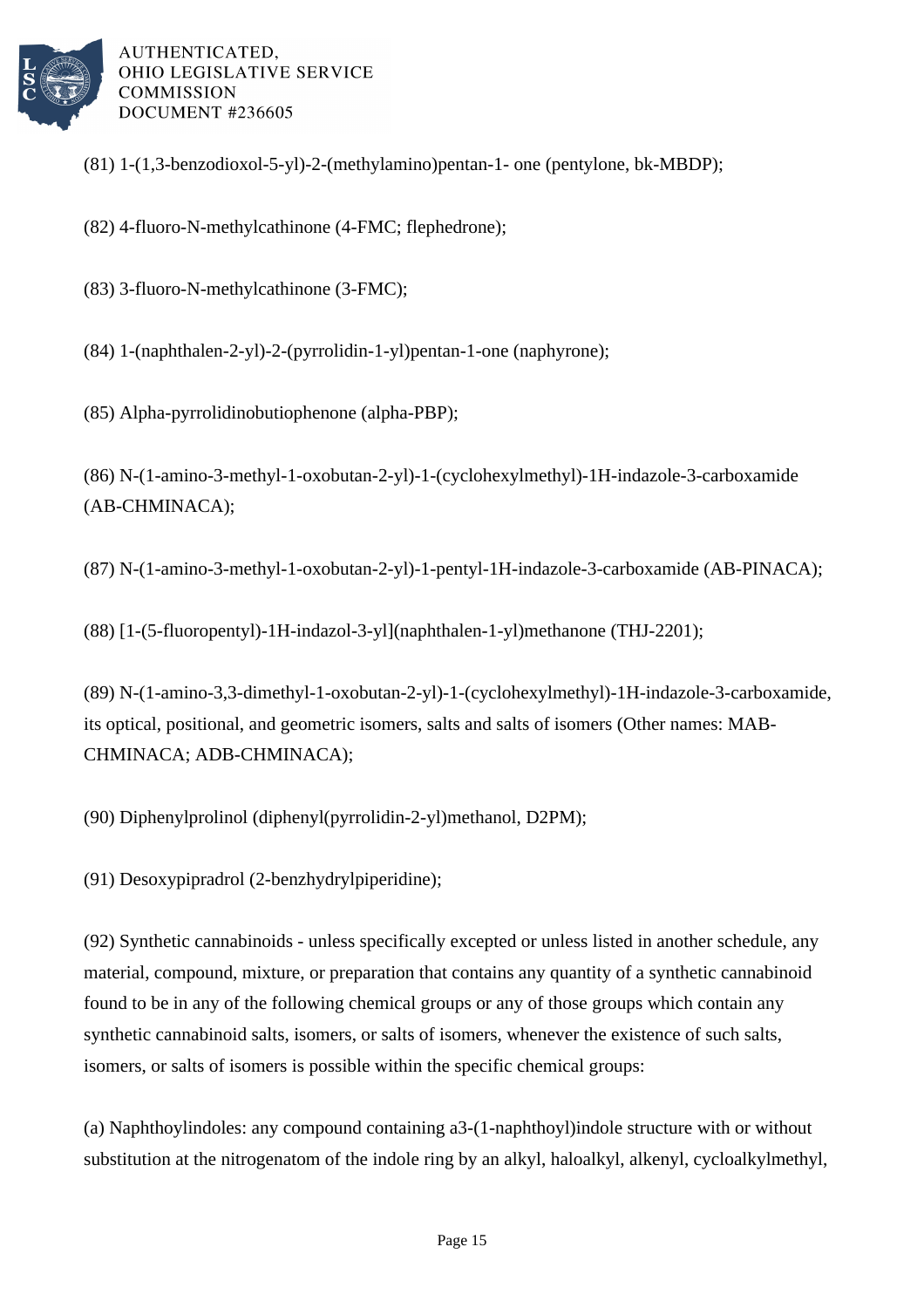(81) 1-(1,3-benzodioxol-5-yl)-2-(methylamino)pentan-1- one (pentylone, bk-MBDP);

(82) 4-fluoro-N-methylcathinone (4-FMC; flephedrone);

(83) 3-fluoro-N-methylcathinone (3-FMC);

(84) 1-(naphthalen-2-yl)-2-(pyrrolidin-1-yl)pentan-1-one (naphyrone);

(85) Alpha-pyrrolidinobutiophenone (alpha-PBP);

(86) N-(1-amino-3-methyl-1-oxobutan-2-yl)-1-(cyclohexylmethyl)-1H-indazole-3-carboxamide (AB-CHMINACA);

(87) N-(1-amino-3-methyl-1-oxobutan-2-yl)-1-pentyl-1H-indazole-3-carboxamide (AB-PINACA);

(88) [1-(5-fluoropentyl)-1H-indazol-3-yl](naphthalen-1-yl)methanone (THJ-2201);

(89) N-(1-amino-3,3-dimethyl-1-oxobutan-2-yl)-1-(cyclohexylmethyl)-1H-indazole-3-carboxamide, its optical, positional, and geometric isomers, salts and salts of isomers (Other names: MAB-CHMINACA; ADB-CHMINACA);

(90) Diphenylprolinol (diphenyl(pyrrolidin-2-yl)methanol, D2PM);

(91) Desoxypipradrol (2-benzhydrylpiperidine);

(92) Synthetic cannabinoids - unless specifically excepted or unless listed in another schedule, any material, compound, mixture, or preparation that contains any quantity of a synthetic cannabinoid found to be in any of the following chemical groups or any of those groups which contain any synthetic cannabinoid salts, isomers, or salts of isomers, whenever the existence of such salts, isomers, or salts of isomers is possible within the specific chemical groups:

(a) Naphthoylindoles: any compound containing a3-(1-naphthoyl)indole structure with or without substitution at the nitrogenatom of the indole ring by an alkyl, haloalkyl, alkenyl, cycloalkylmethyl,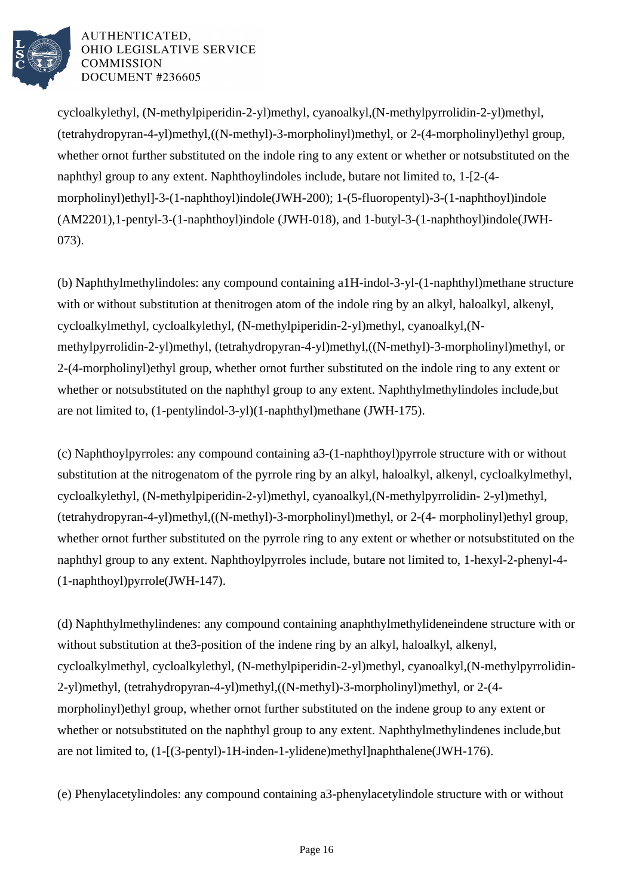cycloalkylethyl, (N-methylpiperidin-2-yl)methyl, cyanoalkyl,(N-methylpyrrolidin-2-yl)methyl, (tetrahydropyran-4-yl)methyl,((N-methyl)-3-morpholinyl)methyl, or 2-(4-morpholinyl)ethyl group, whether ornot further substituted on the indole ring to any extent or whether or notsubstituted on the naphthyl group to any extent. Naphthoylindoles include, butare not limited to, 1-[2-(4-morpholinyl)ethyl]-3-(1-naphthoyl)indole(JWH-200); 1-(5-fluoropentyl)-3-(1-naphthoyl)indole (AM2201),1-pentyl-3-(1-naphthoyl)indole (JWH-018), and 1-butyl-3-(1-naphthoyl)indole(JWH-073).

(b) Naphthylmethylindoles: any compound containing a1H-indol-3-yl-(1-naphthyl)methane structure with or without substitution at thenitrogen atom of the indole ring by an alkyl, haloalkyl, alkenyl, cycloalkylmethyl, cycloalkylethyl, (N-methylpiperidin-2-yl)methyl, cyanoalkyl,(N-methylpyrrolidin-2-yl)methyl, (tetrahydropyran-4-yl)methyl,((N-methyl)-3-morpholinyl)methyl, or 2-(4-morpholinyl)ethyl group, whether ornot further substituted on the indole ring to any extent or whether or notsubstituted on the naphthyl group to any extent. Naphthylmethylindoles include,but are not limited to, (1-pentylindol-3-yl)(1-naphthyl)methane (JWH-175).

(c) Naphthoylpyrroles: any compound containing a3-(1-naphthoyl)pyrrole structure with or without substitution at the nitrogenatom of the pyrrole ring by an alkyl, haloalkyl, alkenyl, cycloalkylmethyl, cycloalkylethyl, (N-methylpiperidin-2-yl)methyl, cyanoalkyl,(N-methylpyrrolidin- 2-yl)methyl, (tetrahydropyran-4-yl)methyl,((N-methyl)-3-morpholinyl)methyl, or 2-(4- morpholinyl)ethyl group, whether ornot further substituted on the pyrrole ring to any extent or whether or notsubstituted on the naphthyl group to any extent. Naphthoylpyrroles include, butare not limited to, 1-hexyl-2-phenyl-4-(1-naphthoyl)pyrrole(JWH-147).

(d) Naphthylmethylindenes: any compound containing anaphthylmethylideneindene structure with or without substitution at the3-position of the indene ring by an alkyl, haloalkyl, alkenyl, cycloalkylmethyl, cycloalkylethyl, (N-methylpiperidin-2-yl)methyl, cyanoalkyl,(N-methylpyrrolidin-2-yl)methyl, (tetrahydropyran-4-yl)methyl,((N-methyl)-3-morpholinyl)methyl, or 2-(4-morpholinyl)ethyl group, whether ornot further substituted on the indene group to any extent or whether or notsubstituted on the naphthyl group to any extent. Naphthylmethylindenes include,but are not limited to, (1-[(3-pentyl)-1H-inden-1-ylidene)methyl]naphthalene(JWH-176).

(e) Phenylacetylindoles: any compound containing a3-phenylacetylindole structure with or without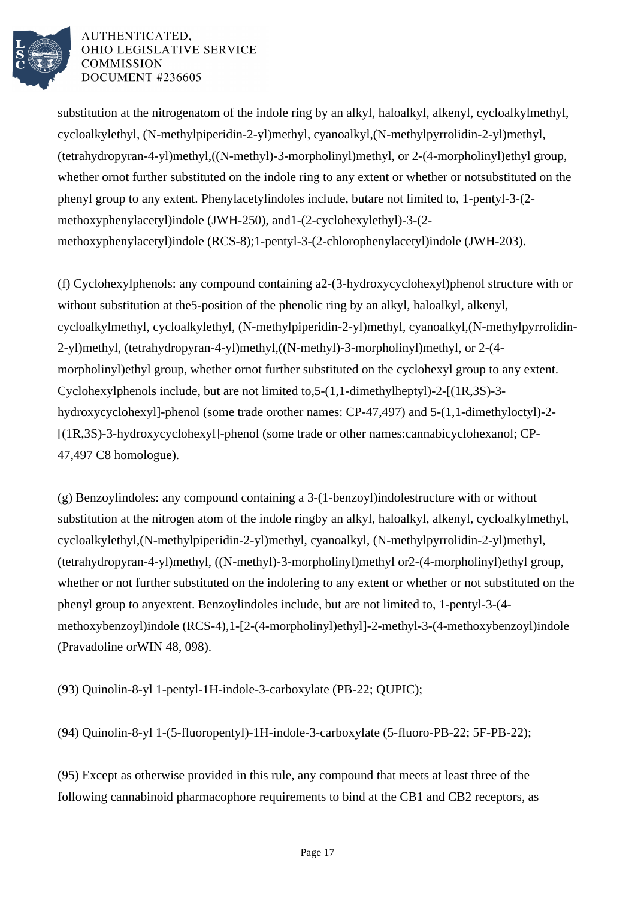substitution at the nitrogenatom of the indole ring by an alkyl, haloalkyl, alkenyl, cycloalkylmethyl, cycloalkylethyl, (N-methylpiperidin-2-yl)methyl, cyanoalkyl,(N-methylpyrrolidin-2-yl)methyl, (tetrahydropyran-4-yl)methyl,((N-methyl)-3-morpholinyl)methyl, or 2-(4-morpholinyl)ethyl group, whether ornot further substituted on the indole ring to any extent or whether or notsubstituted on the phenyl group to any extent. Phenylacetylindoles include, butare not limited to, 1-pentyl-3-(2-methoxyphenylacetyl)indole (JWH-250), and1-(2-cyclohexylethyl)-3-(2-methoxyphenylacetyl)indole (RCS-8);1-pentyl-3-(2-chlorophenylacetyl)indole (JWH-203).

(f) Cyclohexylphenols: any compound containing a2-(3-hydroxycyclohexyl)phenol structure with or without substitution at the5-position of the phenolic ring by an alkyl, haloalkyl, alkenyl, cycloalkylmethyl, cycloalkylethyl, (N-methylpiperidin-2-yl)methyl, cyanoalkyl,(N-methylpyrrolidin-2-yl)methyl, (tetrahydropyran-4-yl)methyl,((N-methyl)-3-morpholinyl)methyl, or 2-(4-morpholinyl)ethyl group, whether ornot further substituted on the cyclohexyl group to any extent. Cyclohexylphenols include, but are not limited to,5-(1,1-dimethylheptyl)-2-[(1R,3S)-3-hydroxycyclohexyl]-phenol (some trade orother names: CP-47,497) and 5-(1,1-dimethyloctyl)-2-[(1R,3S)-3-hydroxycyclohexyl]-phenol (some trade or other names:cannabicyclohexanol; CP-47,497 C8 homologue).

(g) Benzoylindoles: any compound containing a 3-(1-benzoyl)indolestructure with or without substitution at the nitrogen atom of the indole ringby an alkyl, haloalkyl, alkenyl, cycloalkylmethyl, cycloalkylethyl,(N-methylpiperidin-2-yl)methyl, cyanoalkyl, (N-methylpyrrolidin-2-yl)methyl, (tetrahydropyran-4-yl)methyl, ((N-methyl)-3-morpholinyl)methyl or2-(4-morpholinyl)ethyl group, whether or not further substituted on the indolering to any extent or whether or not substituted on the phenyl group to anyextent. Benzoylindoles include, but are not limited to, 1-pentyl-3-(4-methoxybenzoyl)indole (RCS-4),1-[2-(4-morpholinyl)ethyl]-2-methyl-3-(4-methoxybenzoyl)indole (Pravadoline orWIN 48, 098).

(93) Quinolin-8-yl 1-pentyl-1H-indole-3-carboxylate (PB-22; QUPIC);

(94) Quinolin-8-yl 1-(5-fluoropentyl)-1H-indole-3-carboxylate (5-fluoro-PB-22; 5F-PB-22);

(95) Except as otherwise provided in this rule, any compound that meets at least three of the following cannabinoid pharmacophore requirements to bind at the CB1 and CB2 receptors, as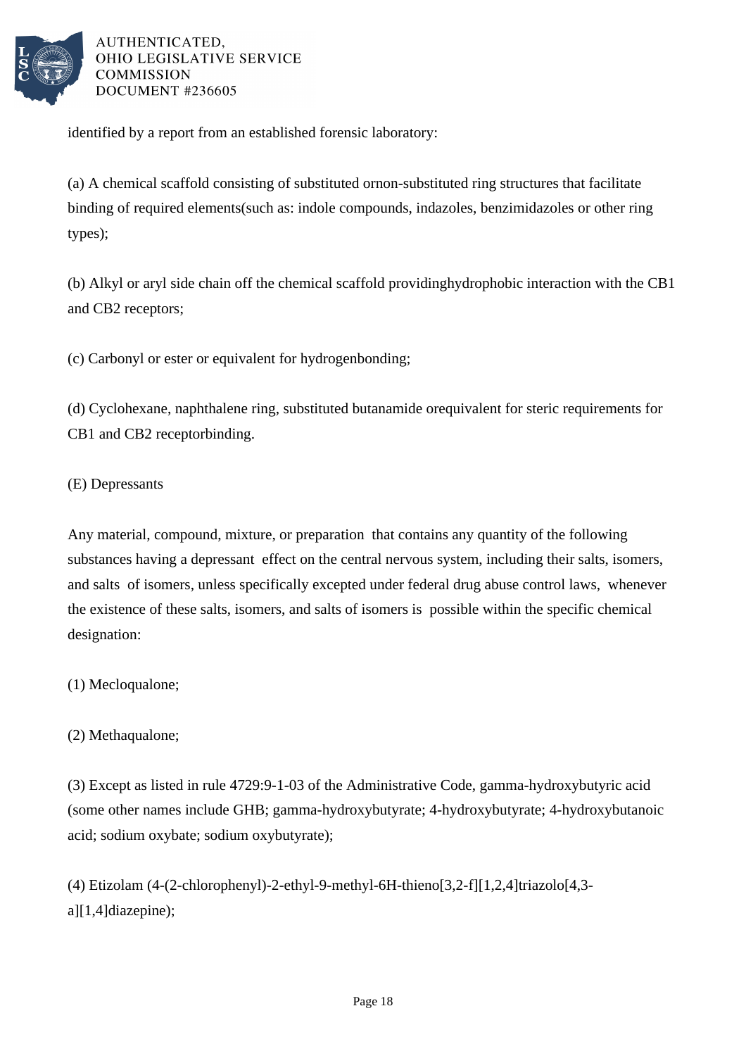identified by a report from an established forensic laboratory:

(a) A chemical scaffold consisting of substituted ornon-substituted ring structures that facilitate binding of required elements(such as: indole compounds, indazoles, benzimidazoles or other ring types);

(b) Alkyl or aryl side chain off the chemical scaffold providinghydrophobic interaction with the CB1 and CB2 receptors;

(c) Carbonyl or ester or equivalent for hydrogenbonding;

(d) Cyclohexane, naphthalene ring, substituted butanamide orequivalent for steric requirements for CB1 and CB2 receptorbinding.

(E) Depressants

Any material, compound, mixture, or preparation that contains any quantity of the following substances having a depressant effect on the central nervous system, including their salts, isomers, and salts of isomers, unless specifically excepted under federal drug abuse control laws, whenever the existence of these salts, isomers, and salts of isomers is possible within the specific chemical designation:

(1) Mecloqualone;

(2) Methaqualone;

(3) Except as listed in rule 4729:9-1-03 of the Administrative Code, gamma-hydroxybutyric acid (some other names include GHB; gamma-hydroxybutyrate; 4-hydroxybutyrate; 4-hydroxybutanoic acid; sodium oxybate; sodium oxybutyrate);

(4) Etizolam (4-(2-chlorophenyl)-2-ethyl-9-methyl-6H-thieno[3,2-f][1,2,4]triazolo[4,3-a][1,4]diazepine);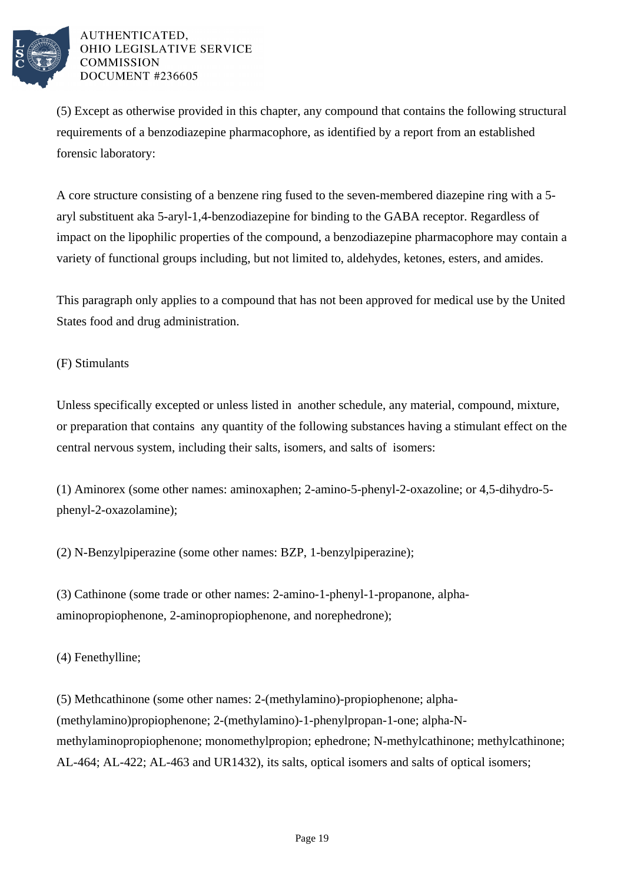(5) Except as otherwise provided in this chapter, any compound that contains the following structural requirements of a benzodiazepine pharmacophore, as identified by a report from an established forensic laboratory:

A core structure consisting of a benzene ring fused to the seven-membered diazepine ring with a 5-aryl substituent aka 5-aryl-1,4-benzodiazepine for binding to the GABA receptor. Regardless of impact on the lipophilic properties of the compound, a benzodiazepine pharmacophore may contain a variety of functional groups including, but not limited to, aldehydes, ketones, esters, and amides.

This paragraph only applies to a compound that has not been approved for medical use by the United States food and drug administration.

(F) Stimulants

Unless specifically excepted or unless listed in another schedule, any material, compound, mixture, or preparation that contains any quantity of the following substances having a stimulant effect on the central nervous system, including their salts, isomers, and salts of isomers:

(1) Aminorex (some other names: aminoxaphen; 2-amino-5-phenyl-2-oxazoline; or 4,5-dihydro-5-phenyl-2-oxazolamine);

(2) N-Benzylpiperazine (some other names: BZP, 1-benzylpiperazine);

(3) Cathinone (some trade or other names: 2-amino-1-phenyl-1-propanone, alpha-aminopropiophenone, 2-aminopropiophenone, and norephedrone);

(4) Fenethylline;

(5) Methcathinone (some other names: 2-(methylamino)-propiophenone; alpha-(methylamino)propiophenone; 2-(methylamino)-1-phenylpropan-1-one; alpha-N-methylaminopropiophenone; monomethylpropion; ephedrone; N-methylcathinone; methylcathinone; AL-464; AL-422; AL-463 and UR1432), its salts, optical isomers and salts of optical isomers;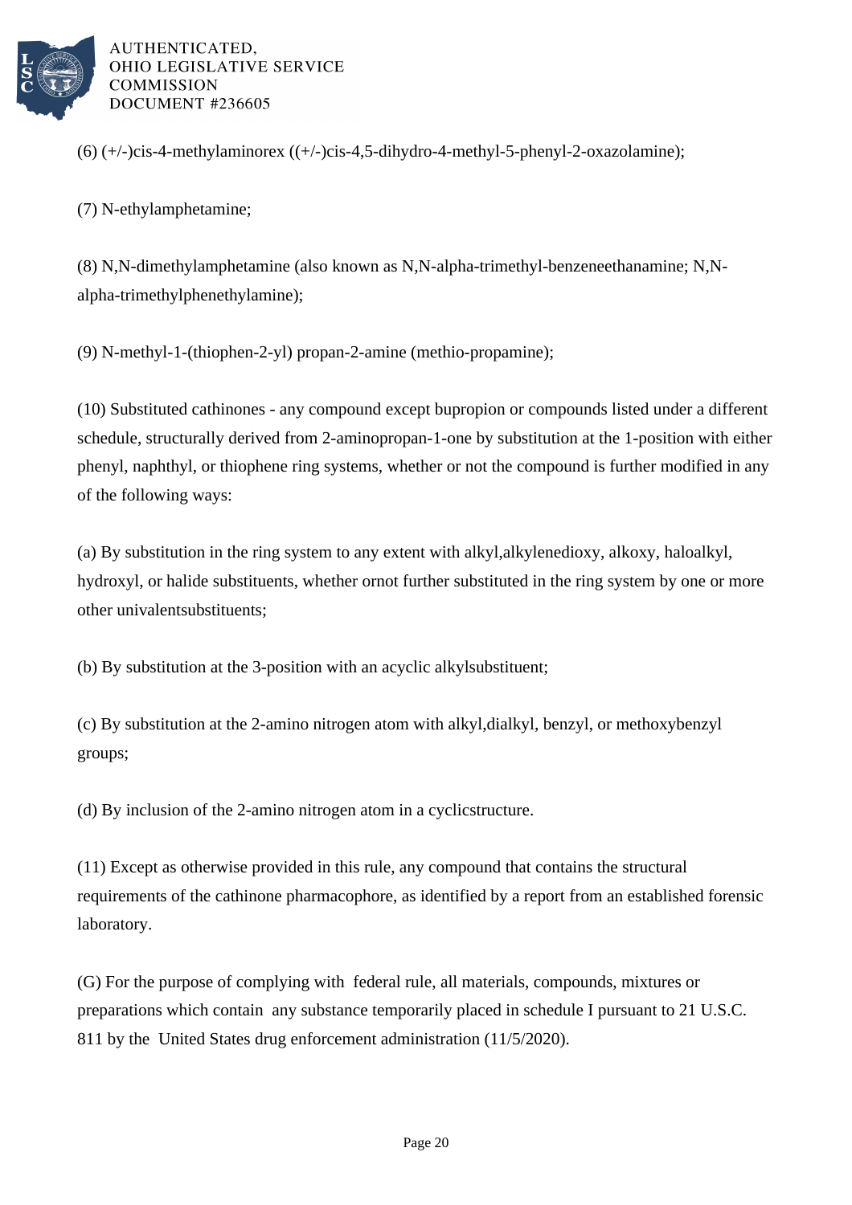(6) (+/-)cis-4-methylaminorex ((+/-)cis-4,5-dihydro-4-methyl-5-phenyl-2-oxazolamine);

(7) N-ethylamphetamine;

(8) N,N-dimethylamphetamine (also known as N,N-alpha-trimethyl-benzeneethanamine; N,N-alpha-trimethylphenethylamine);

(9) N-methyl-1-(thiophen-2-yl) propan-2-amine (methio-propamine);

(10) Substituted cathinones - any compound except bupropion or compounds listed under a different schedule, structurally derived from 2-aminopropan-1-one by substitution at the 1-position with either phenyl, naphthyl, or thiophene ring systems, whether or not the compound is further modified in any of the following ways:

(a) By substitution in the ring system to any extent with alkyl,alkylenedioxy, alkoxy, haloalkyl, hydroxyl, or halide substituents, whether ornot further substituted in the ring system by one or more other univalentsubstituents;

(b) By substitution at the 3-position with an acyclic alkylsubstituent;

(c) By substitution at the 2-amino nitrogen atom with alkyl,dialkyl, benzyl, or methoxybenzyl groups;

(d) By inclusion of the 2-amino nitrogen atom in a cyclicstructure.

(11) Except as otherwise provided in this rule, any compound that contains the structural requirements of the cathinone pharmacophore, as identified by a report from an established forensic laboratory.

(G) For the purpose of complying with federal rule, all materials, compounds, mixtures or preparations which contain any substance temporarily placed in schedule I pursuant to 21 U.S.C. 811 by the United States drug enforcement administration (11/5/2020).